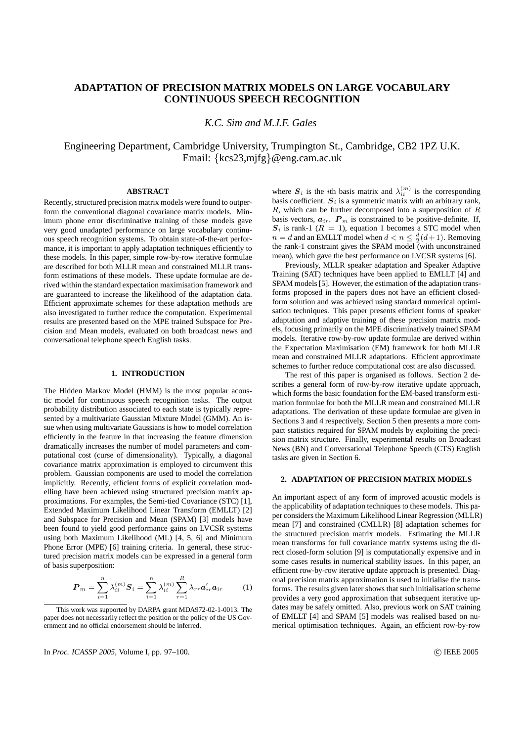# ADAPTATION OF PRECISION MATRIX MODELS ON LARGE VOCABULARY CONTINUOUS SPEECH RECOGNITION

*K.C. Sim and M.J.F. Gales*

Engineering Department, Cambridge University, Trumpington St., Cambridge, CB2 1PZ U.K.
Email: {kcs23,mjfg}@eng.cam.ac.uk

### ABSTRACT

Recently, structured precision matrix models were found to outperform the conventional diagonal covariance matrix models. Minimum phone error discriminative training of these models gave very good unadapted performance on large vocabulary continuous speech recognition systems. To obtain state-of-the-art performance, it is important to apply adaptation techniques efficiently to these models. In this paper, simple row-by-row iterative formulae are described for both MLLR mean and constrained MLLR transform estimations of these models. These update formulae are derived within the standard expectation maximisation framework and are guaranteed to increase the likelihood of the adaptation data. Efficient approximate schemes for these adaptation methods are also investigated to further reduce the computation. Experimental results are presented based on the MPE trained Subspace for Precision and Mean models, evaluated on both broadcast news and conversational telephone speech English tasks.

## 1. INTRODUCTION

The Hidden Markov Model (HMM) is the most popular acoustic model for continuous speech recognition tasks. The output probability distribution associated to each state is typically represented by a multivariate Gaussian Mixture Model (GMM). An issue when using multivariate Gaussians is how to model correlation efficiently in the feature in that increasing the feature dimension dramatically increases the number of model parameters and computational cost (curse of dimensionality). Typically, a diagonal covariance matrix approximation is employed to circumvent this problem. Gaussian components are used to model the correlation implicitly. Recently, efficient forms of explicit correlation modelling have been achieved using structured precision matrix approximations. For examples, the Semi-tied Covariance (STC) [1], Extended Maximum Likelihood Linear Transform (EMLLT) [2] and Subspace for Precision and Mean (SPAM) [3] models have been found to yield good performance gains on LVCSR systems using both Maximum Likelihood (ML) [4, 5, 6] and Minimum Phone Error (MPE) [6] training criteria. In general, these structured precision matrix models can be expressed in a general form of basis superposition:

$$\boldsymbol{P}_m = \sum_{i=1}^{n} \lambda_{ii}^{(m)} \boldsymbol{S}_i = \sum_{i=1}^{n} \lambda_{ii}^{(m)} \sum_{r=1}^{R} \lambda_{rr} \boldsymbol{a}_{ir}' \boldsymbol{a}_{ir} \quad (1)$$

where $\boldsymbol{S}_i$ is the $i$th basis matrix and $\lambda_{ii}^{(m)}$ is the corresponding basis coefficient. $\boldsymbol{S}_i$ is a symmetric matrix with an arbitrary rank, $R$, which can be further decomposed into a superposition of $R$ basis vectors, $\boldsymbol{a}_{ir}$. $\boldsymbol{P}_m$ is constrained to be positive-definite. If, $\boldsymbol{S}_i$ is rank-1 ($R = 1$), equation 1 becomes a STC model when $n = d$ and an EMLLT model when $d < n \leq \frac{d}{2}(d+1)$. Removing the rank-1 constraint gives the SPAM model (with unconstrained mean), which gave the best performance on LVCSR systems [6].

Previously, MLLR speaker adaptation and Speaker Adaptive Training (SAT) techniques have been applied to EMLLT [4] and SPAM models [5]. However, the estimation of the adaptation transforms proposed in the papers does not have an efficient closed-form solution and was achieved using standard numerical optimisation techniques. This paper presents efficient forms of speaker adaptation and adaptive training of these precision matrix models, focusing primarily on the MPE discriminatively trained SPAM models. Iterative row-by-row update formulae are derived within the Expectation Maximisation (EM) framework for both MLLR mean and constrained MLLR adaptations. Efficient approximate schemes to further reduce computational cost are also discussed.

The rest of this paper is organised as follows. Section 2 describes a general form of row-by-row iterative update approach, which forms the basic foundation for the EM-based transform estimation formulae for both the MLLR mean and constrained MLLR adaptations. The derivation of these update formulae are given in Sections 3 and 4 respectively. Section 5 then presents a more compact statistics required for SPAM models by exploiting the precision matrix structure. Finally, experimental results on Broadcast News (BN) and Conversational Telephone Speech (CTS) English tasks are given in Section 6.

## 2. ADAPTATION OF PRECISION MATRIX MODELS

An important aspect of any form of improved acoustic models is the applicability of adaptation techniques to these models. This paper considers the Maximum Likelihood Linear Regression (MLLR) mean [7] and constrained (CMLLR) [8] adaptation schemes for the structured precision matrix models. Estimating the MLLR mean transforms for full covariance matrix systems using the direct closed-form solution [9] is computationally expensive and in some cases results in numerical stability issues. In this paper, an efficient row-by-row iterative update approach is presented. Diagonal precision matrix approximation is used to initialise the transforms. The results given later shows that such initialisation scheme provides a very good approximation that subsequent iterative updates may be safely omitted. Also, previous work on SAT training of EMLLT [4] and SPAM [5] models was realised based on numerical optimisation techniques. Again, an efficient row-by-row

This work was supported by DARPA grant MDA972-02-1-0013. The paper does not necessarily reflect the position or the policy of the US Government and no official endorsement should be inferred.

In *Proc. ICASSP 2005*, Volume I, pp. 97–100. © IEEE 2005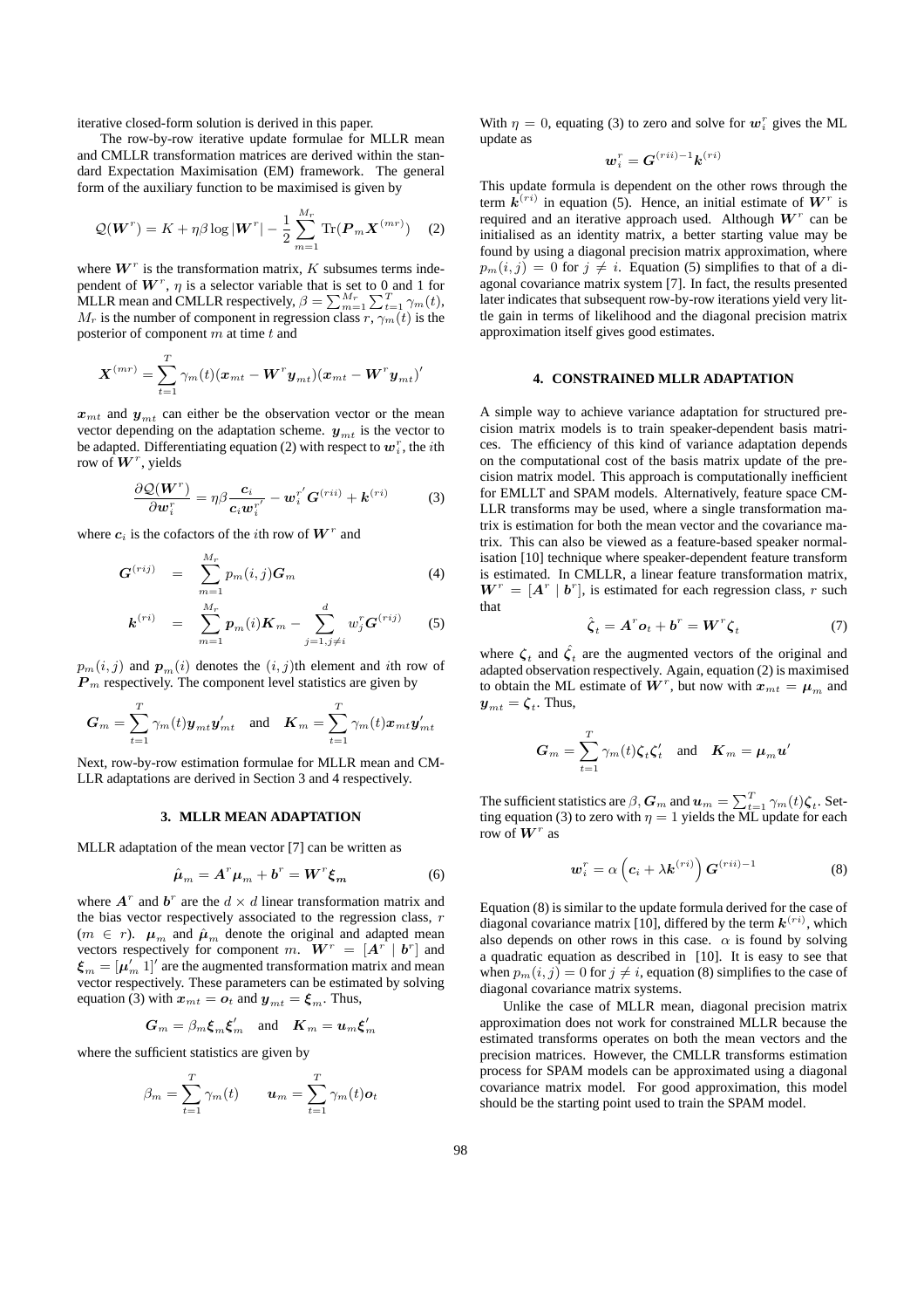iterative closed-form solution is derived in this paper.

The row-by-row iterative update formulae for MLLR mean and CMLLR transformation matrices are derived within the standard Expectation Maximisation (EM) framework. The general form of the auxiliary function to be maximised is given by

$$\mathcal{Q}(\boldsymbol{W}^r) = K + \eta\beta \log |\boldsymbol{W}^r| - \frac{1}{2}\sum_{m=1}^{M_r} \mathrm{Tr}(\boldsymbol{P}_m \boldsymbol{X}^{(mr)}) \quad (2)$$

where $\boldsymbol{W}^r$ is the transformation matrix, $K$ subsumes terms independent of $\boldsymbol{W}^r$, $\eta$ is a selector variable that is set to 0 and 1 for MLLR mean and CMLLR respectively, $\beta = \sum_{m=1}^{M_r}\sum_{t=1}^{T}\gamma_m(t)$, $M_r$ is the number of component in regression class $r$, $\gamma_m(t)$ is the posterior of component $m$ at time $t$ and

$$\boldsymbol{X}^{(mr)} = \sum_{t=1}^{T}\gamma_m(t)(\boldsymbol{x}_{mt} - \boldsymbol{W}^r\boldsymbol{y}_{mt})(\boldsymbol{x}_{mt} - \boldsymbol{W}^r\boldsymbol{y}_{mt})'$$

$\boldsymbol{x}_{mt}$ and $\boldsymbol{y}_{mt}$ can either be the observation vector or the mean vector depending on the adaptation scheme. $\boldsymbol{y}_{mt}$ is the vector to be adapted. Differentiating equation (2) with respect to $\boldsymbol{w}_i^r$, the $i$th row of $\boldsymbol{W}^r$, yields

$$\frac{\partial \mathcal{Q}(\boldsymbol{W}^r)}{\partial \boldsymbol{w}_i^r} = \eta\beta\frac{\boldsymbol{c}_i}{\boldsymbol{c}_i\boldsymbol{w}_i^{r'}} - \boldsymbol{w}_i^{r'}\boldsymbol{G}^{(rii)} + \boldsymbol{k}^{(ri)} \quad (3)$$

where $\boldsymbol{c}_i$ is the cofactors of the $i$th row of $\boldsymbol{W}^r$ and

$$\boldsymbol{G}^{(rij)} = \sum_{m=1}^{M_r} p_m(i,j)\boldsymbol{G}_m \quad (4)$$

$$\boldsymbol{k}^{(ri)} = \sum_{m=1}^{M_r} \boldsymbol{p}_m(i)\boldsymbol{K}_m - \sum_{j=1,j\neq i}^{d} w_j^r\boldsymbol{G}^{(rij)} \quad (5)$$

$p_m(i,j)$ and $\boldsymbol{p}_m(i)$ denotes the $(i,j)$th element and $i$th row of $\boldsymbol{P}_m$ respectively. The component level statistics are given by

$$\boldsymbol{G}_m = \sum_{t=1}^{T}\gamma_m(t)\boldsymbol{y}_{mt}\boldsymbol{y}_{mt}' \quad \text{and} \quad \boldsymbol{K}_m = \sum_{t=1}^{T}\gamma_m(t)\boldsymbol{x}_{mt}\boldsymbol{y}_{mt}'$$

Next, row-by-row estimation formulae for MLLR mean and CMLLR adaptations are derived in Section 3 and 4 respectively.

### 3. MLLR MEAN ADAPTATION

MLLR adaptation of the mean vector [7] can be written as

$$\hat{\boldsymbol{\mu}}_m = \boldsymbol{A}^r\boldsymbol{\mu}_m + \boldsymbol{b}^r = \boldsymbol{W}^r\boldsymbol{\xi}_m \quad (6)$$

where $\boldsymbol{A}^r$ and $\boldsymbol{b}^r$ are the $d \times d$ linear transformation matrix and the bias vector respectively associated to the regression class, $r$ ($m \in r$). $\boldsymbol{\mu}_m$ and $\hat{\boldsymbol{\mu}}_m$ denote the original and adapted mean vectors respectively for component $m$. $\boldsymbol{W}^r = [\boldsymbol{A}^r \mid \boldsymbol{b}^r]$ and $\boldsymbol{\xi}_m = [\boldsymbol{\mu}_m' \ 1]'$ are the augmented transformation matrix and mean vector respectively. These parameters can be estimated by solving equation (3) with $\boldsymbol{x}_{mt} = \boldsymbol{o}_t$ and $\boldsymbol{y}_{mt} = \boldsymbol{\xi}_m$. Thus,

$$\boldsymbol{G}_m = \beta_m\boldsymbol{\xi}_m\boldsymbol{\xi}_m' \quad \text{and} \quad \boldsymbol{K}_m = \boldsymbol{u}_m\boldsymbol{\xi}_m'$$

where the sufficient statistics are given by

$$\beta_m = \sum_{t=1}^{T}\gamma_m(t) \qquad \boldsymbol{u}_m = \sum_{t=1}^{T}\gamma_m(t)\boldsymbol{o}_t$$

With $\eta = 0$, equating (3) to zero and solve for $\boldsymbol{w}_i^r$ gives the ML update as

$$\boldsymbol{w}_i^r = \boldsymbol{G}^{(rii)-1}\boldsymbol{k}^{(ri)}$$

This update formula is dependent on the other rows through the term $\boldsymbol{k}^{(ri)}$ in equation (5). Hence, an initial estimate of $\boldsymbol{W}^r$ is required and an iterative approach used. Although $\boldsymbol{W}^r$ can be initialised as an identity matrix, a better starting value may be found by using a diagonal precision matrix approximation, where $p_m(i,j) = 0$ for $j \neq i$. Equation (5) simplifies to that of a diagonal covariance matrix system [7]. In fact, the results presented later indicates that subsequent row-by-row iterations yield very little gain in terms of likelihood and the diagonal precision matrix approximation itself gives good estimates.

### 4. CONSTRAINED MLLR ADAPTATION

A simple way to achieve variance adaptation for structured precision matrix models is to train speaker-dependent basis matrices. The efficiency of this kind of variance adaptation depends on the computational cost of the basis matrix update of the precision matrix model. This approach is computationally inefficient for EMLLT and SPAM models. Alternatively, feature space CMLLR transforms may be used, where a single transformation matrix is estimation for both the mean vector and the covariance matrix. This can also be viewed as a feature-based speaker normalisation [10] technique where speaker-dependent feature transform is estimated. In CMLLR, a linear feature transformation matrix, $\boldsymbol{W}^r = [\boldsymbol{A}^r \mid \boldsymbol{b}^r]$, is estimated for each regression class, $r$ such that

$$\hat{\boldsymbol{\zeta}}_t = \boldsymbol{A}^r\boldsymbol{o}_t + \boldsymbol{b}^r = \boldsymbol{W}^r\boldsymbol{\zeta}_t \quad (7)$$

where $\boldsymbol{\zeta}_t$ and $\hat{\boldsymbol{\zeta}}_t$ are the augmented vectors of the original and adapted observation respectively. Again, equation (2) is maximised to obtain the ML estimate of $\boldsymbol{W}^r$, but now with $\boldsymbol{x}_{mt} = \boldsymbol{\mu}_m$ and $\boldsymbol{y}_{mt} = \boldsymbol{\zeta}_t$. Thus,

$$\boldsymbol{G}_m = \sum_{t=1}^{T}\gamma_m(t)\boldsymbol{\zeta}_t\boldsymbol{\zeta}_t' \quad \text{and} \quad \boldsymbol{K}_m = \boldsymbol{\mu}_m\boldsymbol{u}'$$

The sufficient statistics are $\beta, \boldsymbol{G}_m$ and $\boldsymbol{u}_m = \sum_{t=1}^{T}\gamma_m(t)\boldsymbol{\zeta}_t$. Setting equation (3) to zero with $\eta = 1$ yields the ML update for each row of $\boldsymbol{W}^r$ as

$$\boldsymbol{w}_i^r = \alpha\left(\boldsymbol{c}_i + \lambda\boldsymbol{k}^{(ri)}\right)\boldsymbol{G}^{(rii)-1} \quad (8)$$

Equation (8) is similar to the update formula derived for the case of diagonal covariance matrix [10], differed by the term $\boldsymbol{k}^{(ri)}$, which also depends on other rows in this case. $\alpha$ is found by solving a quadratic equation as described in [10]. It is easy to see that when $p_m(i,j) = 0$ for $j \neq i$, equation (8) simplifies to the case of diagonal covariance matrix systems.

Unlike the case of MLLR mean, diagonal precision matrix approximation does not work for constrained MLLR because the estimated transforms operates on both the mean vectors and the precision matrices. However, the CMLLR transforms estimation process for SPAM models can be approximated using a diagonal covariance matrix model. For good approximation, this model should be the starting point used to train the SPAM model.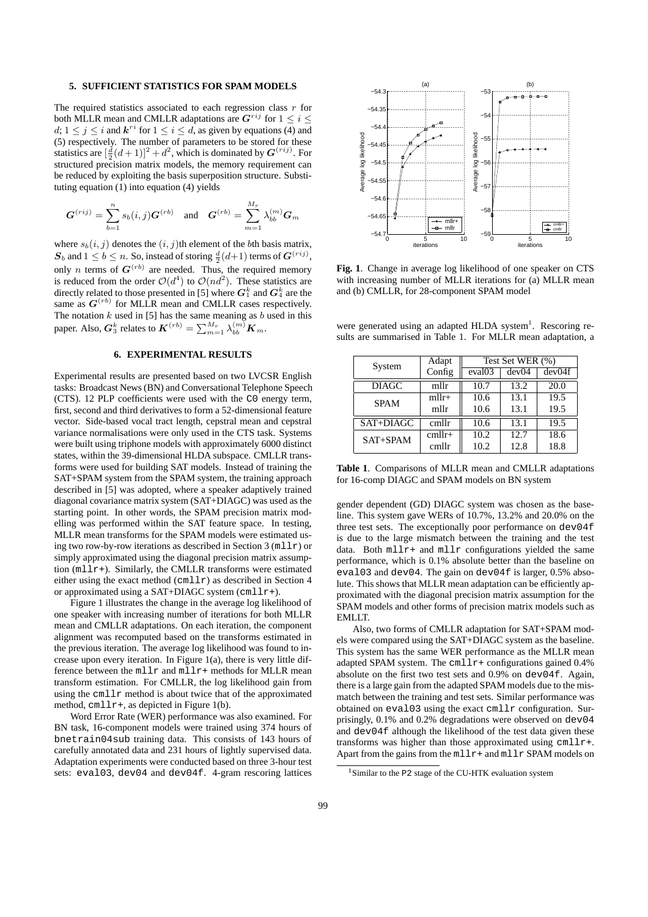### 5. SUFFICIENT STATISTICS FOR SPAM MODELS

The required statistics associated to each regression class $r$ for both MLLR mean and CMLLR adaptations are $\boldsymbol{G}^{rij}$ for $1 \leq i \leq d$; $1 \leq j \leq i$ and $\boldsymbol{k}^{ri}$ for $1 \leq i \leq d$, as given by equations (4) and (5) respectively. The number of parameters to be stored for these statistics are $[\frac{d}{2}(d+1)]^2 + d^2$, which is dominated by $\boldsymbol{G}^{(rij)}$. For structured precision matrix models, the memory requirement can be reduced by exploiting the basis superposition structure. Substituting equation (1) into equation (4) yields

$$\boldsymbol{G}^{(rij)} = \sum_{b=1}^{n} s_b(i,j)\boldsymbol{G}^{(rb)} \quad \text{and} \quad \boldsymbol{G}^{(rb)} = \sum_{m=1}^{M_r} \lambda_{bb}^{(m)} \boldsymbol{G}_m$$

where $s_b(i,j)$ denotes the $(i,j)$th element of the $b$th basis matrix, $\boldsymbol{S}_b$ and $1 \leq b \leq n$. So, instead of storing $\frac{d}{2}(d+1)$ terms of $\boldsymbol{G}^{(rij)}$, only $n$ terms of $\boldsymbol{G}^{(rb)}$ are needed. Thus, the required memory is reduced from the order $\mathcal{O}(d^4)$ to $\mathcal{O}(nd^2)$. These statistics are directly related to those presented in [5] where $\boldsymbol{G}_1^k$ and $\boldsymbol{G}_4^k$ are the same as $\boldsymbol{G}^{(rb)}$ for MLLR mean and CMLLR cases respectively. The notation $k$ used in [5] has the same meaning as $b$ used in this paper. Also, $\boldsymbol{G}_3^k$ relates to $\boldsymbol{K}^{(rb)} = \sum_{m=1}^{M_r} \lambda_{bb}^{(m)} \boldsymbol{K}_m$.

### 6. EXPERIMENTAL RESULTS

Experimental results are presented based on two LVCSR English tasks: Broadcast News (BN) and Conversational Telephone Speech (CTS). 12 PLP coefficients were used with the C0 energy term, first, second and third derivatives to form a 52-dimensional feature vector. Side-based vocal tract length, cepstral mean and cepstral variance normalisations were only used in the CTS task. Systems were built using triphone models with approximately 6000 distinct states, within the 39-dimensional HLDA subspace. CMLLR transforms were used for building SAT models. Instead of training the SAT+SPAM system from the SPAM system, the training approach described in [5] was adopted, where a speaker adaptively trained diagonal covariance matrix system (SAT+DIAGC) was used as the starting point. In other words, the SPAM precision matrix modelling was performed within the SAT feature space. In testing, MLLR mean transforms for the SPAM models were estimated using two row-by-row iterations as described in Section 3 (`mllr`) or simply approximated using the diagonal precision matrix assumption (`mllr+`). Similarly, the CMLLR transforms were estimated either using the exact method (`cmllr`) as described in Section 4 or approximated using a SAT+DIAGC system (`cmllr+`).

Figure 1 illustrates the change in the average log likelihood of one speaker with increasing number of iterations for both MLLR mean and CMLLR adaptations. On each iteration, the component alignment was recomputed based on the transforms estimated in the previous iteration. The average log likelihood was found to increase upon every iteration. In Figure 1(a), there is very little difference between the `mllr` and `mllr+` methods for MLLR mean transform estimation. For CMLLR, the log likelihood gain from using the `cmllr` method is about twice that of the approximated method, `cmllr+`, as depicted in Figure 1(b).

Word Error Rate (WER) performance was also examined. For BN task, 16-component models were trained using 374 hours of `bnetrain04sub` training data. This consists of 143 hours of carefully annotated data and 231 hours of lightly supervised data. Adaptation experiments were conducted based on three 3-hour test sets: `eval03`, `dev04` and `dev04f`. 4-gram rescoring lattices were generated using an adapted HLDA system[1]. Rescoring results are summarised in Table 1. For MLLR mean adaptation, a

**Fig. 1**. Change in average log likelihood of one speaker on CTS with increasing number of MLLR iterations for (a) MLLR mean and (b) CMLLR, for 28-component SPAM model

| System | Adapt Config | Test Set WER (%) | | |
|---|---|---|---|---|
| | | eval03 | dev04 | dev04f |
| DIAGC | mllr | 10.7 | 13.2 | 20.0 |
| SPAM | mllr+ | 10.6 | 13.1 | 19.5 |
| | mllr | 10.6 | 13.1 | 19.5 |
| SAT+DIAGC | cmllr | 10.6 | 13.1 | 19.5 |
| SAT+SPAM | cmllr+ | 10.2 | 12.7 | 18.6 |
| | cmllr | 10.2 | 12.8 | 18.8 |

**Table 1**. Comparisons of MLLR mean and CMLLR adaptations for 16-comp DIAGC and SPAM models on BN system

gender dependent (GD) DIAGC system was chosen as the baseline. This system gave WERs of 10.7%, 13.2% and 20.0% on the three test sets. The exceptionally poor performance on `dev04f` is due to the large mismatch between the training and the test data. Both `mllr+` and `mllr` configurations yielded the same performance, which is 0.1% absolute better than the baseline on `eval03` and `dev04`. The gain on `dev04f` is larger, 0.5% absolute. This shows that MLLR mean adaptation can be efficiently approximated with the diagonal precision matrix assumption for the SPAM models and other forms of precision matrix models such as EMLLT.

Also, two forms of CMLLR adaptation for SAT+SPAM models were compared using the SAT+DIAGC system as the baseline. This system has the same WER performance as the MLLR mean adapted SPAM system. The `cmllr+` configurations gained 0.4% absolute on the first two test sets and 0.9% on `dev04f`. Again, there is a large gain from the adapted SPAM models due to the mismatch between the training and test sets. Similar performance was obtained on `eval03` using the exact `cmllr` configuration. Surprisingly, 0.1% and 0.2% degradations were observed on `dev04` and `dev04f` although the likelihood of the test data given these transforms was higher than those approximated using `cmllr+`. Apart from the gains from the `mllr+` and `mllr` SPAM models on

[1] Similar to the P2 stage of the CU-HTK evaluation system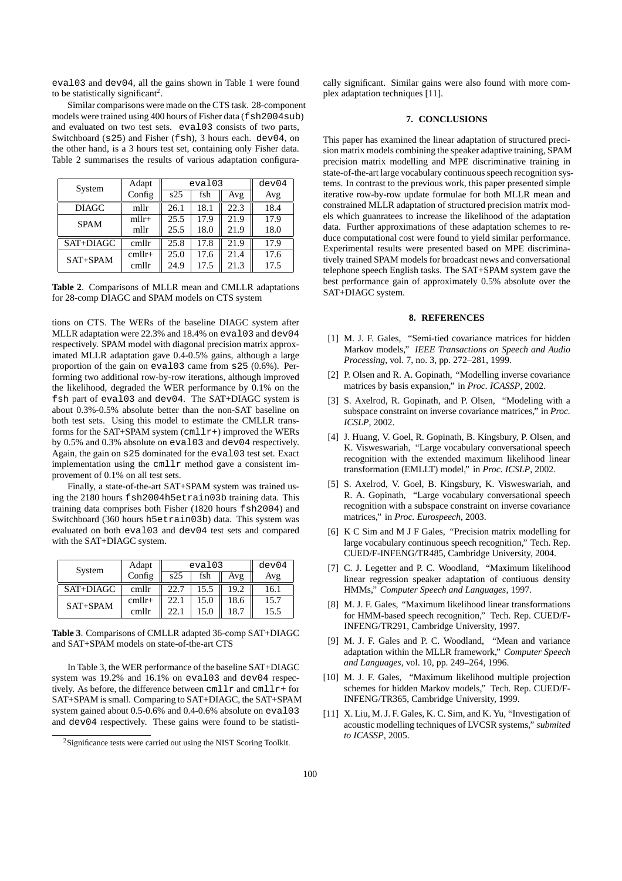eval03 and dev04, all the gains shown in Table 1 were found to be statistically significant[2].

Similar comparisons were made on the CTS task. 28-component models were trained using 400 hours of Fisher data (fsh2004sub) and evaluated on two test sets. eval03 consists of two parts, Switchboard (s25) and Fisher (fsh), 3 hours each. dev04, on the other hand, is a 3 hours test set, containing only Fisher data. Table 2 summarises the results of various adaptation configurations on CTS. The WERs of the baseline DIAGC system after MLLR adaptation were 22.3% and 18.4% on eval03 and dev04 respectively. SPAM model with diagonal precision matrix approximated MLLR adaptation gave 0.4-0.5% gains, although a large proportion of the gain on eval03 came from s25 (0.6%). Performing two additional row-by-row iterations, although improved the likelihood, degraded the WER performance by 0.1% on the fsh part of eval03 and dev04. The SAT+DIAGC system is about 0.3%-0.5% absolute better than the non-SAT baseline on both test sets. Using this model to estimate the CMLLR transforms for the SAT+SPAM system (cmllr+) improved the WERs by 0.5% and 0.3% absolute on eval03 and dev04 respectively. Again, the gain on s25 dominated for the eval03 test set. Exact implementation using the cmllr method gave a consistent improvement of 0.1% on all test sets.

| System | Adapt Config | eval03 | | | dev04 |
|---|---|---|---|---|---|
| | | s25 | fsh | Avg | Avg |
| DIAGC | mllr | 26.1 | 18.1 | 22.3 | 18.4 |
| SPAM | mllr+ | 25.5 | 17.9 | 21.9 | 17.9 |
| | mllr | 25.5 | 18.0 | 21.9 | 18.0 |
| SAT+DIAGC | cmllr | 25.8 | 17.8 | 21.9 | 17.9 |
| SAT+SPAM | cmllr+ | 25.0 | 17.6 | 21.4 | 17.6 |
| | cmllr | 24.9 | 17.5 | 21.3 | 17.5 |

**Table 2**. Comparisons of MLLR mean and CMLLR adaptations for 28-comp DIAGC and SPAM models on CTS system

Finally, a state-of-the-art SAT+SPAM system was trained using the 2180 hours fsh2004h5etrain03b training data. This training data comprises both Fisher (1820 hours fsh2004) and Switchboard (360 hours h5etrain03b) data. This system was evaluated on both eval03 and dev04 test sets and compared with the SAT+DIAGC system.

| System | Adapt Config | eval03 | | | dev04 |
|---|---|---|---|---|---|
| | | s25 | fsh | Avg | Avg |
| SAT+DIAGC | cmllr | 22.7 | 15.5 | 19.2 | 16.1 |
| SAT+SPAM | cmllr+ | 22.1 | 15.0 | 18.6 | 15.7 |
| | cmllr | 22.1 | 15.0 | 18.7 | 15.5 |

**Table 3**. Comparisons of CMLLR adapted 36-comp SAT+DIAGC and SAT+SPAM models on state-of-the-art CTS

In Table 3, the WER performance of the baseline SAT+DIAGC system was 19.2% and 16.1% on eval03 and dev04 respectively. As before, the difference between cmllr and cmllr+ for SAT+SPAM is small. Comparing to SAT+DIAGC, the SAT+SPAM system gained about 0.5-0.6% and 0.4-0.6% absolute on eval03 and dev04 respectively. These gains were found to be statistically significant. Similar gains were also found with more complex adaptation techniques [11].

[2] Significance tests were carried out using the NIST Scoring Toolkit.

## 7. CONCLUSIONS

This paper has examined the linear adaptation of structured precision matrix models combining the speaker adaptive training, SPAM precision matrix modelling and MPE discriminative training in state-of-the-art large vocabulary continuous speech recognition systems. In contrast to the previous work, this paper presented simple iterative row-by-row update formulae for both MLLR mean and constrained MLLR adaptation of structured precision matrix models which guanratees to increase the likelihood of the adaptation data. Further approximations of these adaptation schemes to reduce computational cost were found to yield similar performance. Experimental results were presented based on MPE discriminatively trained SPAM models for broadcast news and conversational telephone speech English tasks. The SAT+SPAM system gave the best performance gain of approximately 0.5% absolute over the SAT+DIAGC system.

## 8. REFERENCES

[1] M. J. F. Gales, "Semi-tied covariance matrices for hidden Markov models," *IEEE Transactions on Speech and Audio Processing*, vol. 7, no. 3, pp. 272–281, 1999.

[2] P. Olsen and R. A. Gopinath, "Modelling inverse covariance matrices by basis expansion," in *Proc. ICASSP*, 2002.

[3] S. Axelrod, R. Gopinath, and P. Olsen, "Modeling with a subspace constraint on inverse covariance matrices," in *Proc. ICSLP*, 2002.

[4] J. Huang, V. Goel, R. Gopinath, B. Kingsbury, P. Olsen, and K. Visweswariah, "Large vocabulary conversational speech recognition with the extended maximum likelihood linear transformation (EMLLT) model," in *Proc. ICSLP*, 2002.

[5] S. Axelrod, V. Goel, B. Kingsbury, K. Visweswariah, and R. A. Gopinath, "Large vocabulary conversational speech recognition with a subspace constraint on inverse covariance matrices," in *Proc. Eurospeech*, 2003.

[6] K C Sim and M J F Gales, "Precision matrix modelling for large vocabulary continuous speech recognition," Tech. Rep. CUED/F-INFENG/TR485, Cambridge University, 2004.

[7] C. J. Legetter and P. C. Woodland, "Maximum likelihood linear regression speaker adaptation of contiuous density HMMs," *Computer Speech and Languages*, 1997.

[8] M. J. F. Gales, "Maximum likelihood linear transformations for HMM-based speech recognition," Tech. Rep. CUED/F-INFENG/TR291, Cambridge University, 1997.

[9] M. J. F. Gales and P. C. Woodland, "Mean and variance adaptation within the MLLR framework," *Computer Speech and Languages*, vol. 10, pp. 249–264, 1996.

[10] M. J. F. Gales, "Maximum likelihood multiple projection schemes for hidden Markov models," Tech. Rep. CUED/F-INFENG/TR365, Cambridge University, 1999.

[11] X. Liu, M. J. F. Gales, K. C. Sim, and K. Yu, "Investigation of acoustic modelling techniques of LVCSR systems," *submited to ICASSP*, 2005.